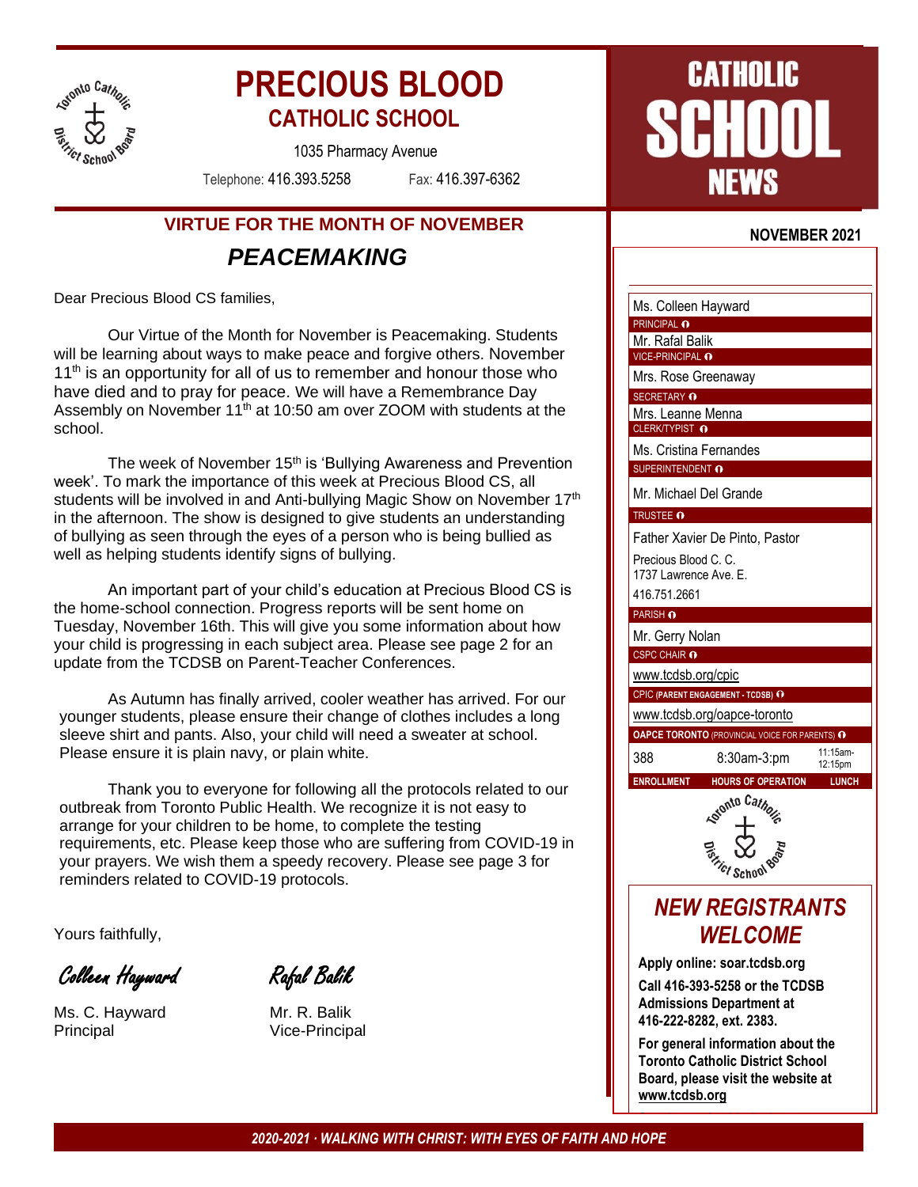# PRECIOUS BLOOD

## CATHOLIC SCHOOL

1035 Pharmacy Avenue

Telephone: 416.393.5258 Fax: 416.397-6362

# CATHOLIC SCHOOL NEWS

**NOVEMBER 2021**

## VIRTUE FOR THE MONTH OF NOVEMBER

## *PEACEMAKING*

Dear Precious Blood CS families,

Our Virtue of the Month for November is Peacemaking. Students will be learning about ways to make peace and forgive others. November 11th is an opportunity for all of us to remember and honour those who have died and to pray for peace. We will have a Remembrance Day Assembly on November 11th at 10:50 am over ZOOM with students at the school.

The week of November 15th is 'Bullying Awareness and Prevention week'. To mark the importance of this week at Precious Blood CS, all students will be involved in and Anti-bullying Magic Show on November 17th in the afternoon. The show is designed to give students an understanding of bullying as seen through the eyes of a person who is being bullied as well as helping students identify signs of bullying.

An important part of your child's education at Precious Blood CS is the home-school connection. Progress reports will be sent home on Tuesday, November 16th. This will give you some information about how your child is progressing in each subject area. Please see page 2 for an update from the TCDSB on Parent-Teacher Conferences.

As Autumn has finally arrived, cooler weather has arrived. For our younger students, please ensure their change of clothes includes a long sleeve shirt and pants. Also, your child will need a sweater at school. Please ensure it is plain navy, or plain white.

Thank you to everyone for following all the protocols related to our outbreak from Toronto Public Health. We recognize it is not easy to arrange for your children to be home, to complete the testing requirements, etc. Please keep those who are suffering from COVID-19 in your prayers. We wish them a speedy recovery. Please see page 3 for reminders related to COVID-19 protocols.

Yours faithfully,

*Colleen Hayward* *Rafal Balik*

Ms. C. Hayward
Principal

Mr. R. Balik
Vice-Principal

---

Ms. Colleen Hayward
PRINCIPAL

Mr. Rafal Balik
VICE-PRINCIPAL

Mrs. Rose Greenaway
SECRETARY

Mrs. Leanne Menna
CLERK/TYPIST

Ms. Cristina Fernandes
SUPERINTENDENT

Mr. Michael Del Grande
TRUSTEE

Father Xavier De Pinto, Pastor
Precious Blood C. C.
1737 Lawrence Ave. E.
416.751.2661
PARISH

Mr. Gerry Nolan
CSPC CHAIR

www.tcdsb.org/cpic
CPIC (PARENT ENGAGEMENT - TCDSB)

www.tcdsb.org/oapce-toronto
OAPCE TORONTO (PROVINCIAL VOICE FOR PARENTS)

| ENROLLMENT | HOURS OF OPERATION | LUNCH |
| --- | --- | --- |
| 388 | 8:30am-3:pm | 11:15am-12:15pm |

## *NEW REGISTRANTS WELCOME*

**Apply online: soar.tcdsb.org**

**Call 416-393-5258 or the TCDSB Admissions Department at 416-222-8282, ext. 2383.**

**For general information about the Toronto Catholic District School Board, please visit the website at www.tcdsb.org**

*2020-2021 · WALKING WITH CHRIST: WITH EYES OF FAITH AND HOPE*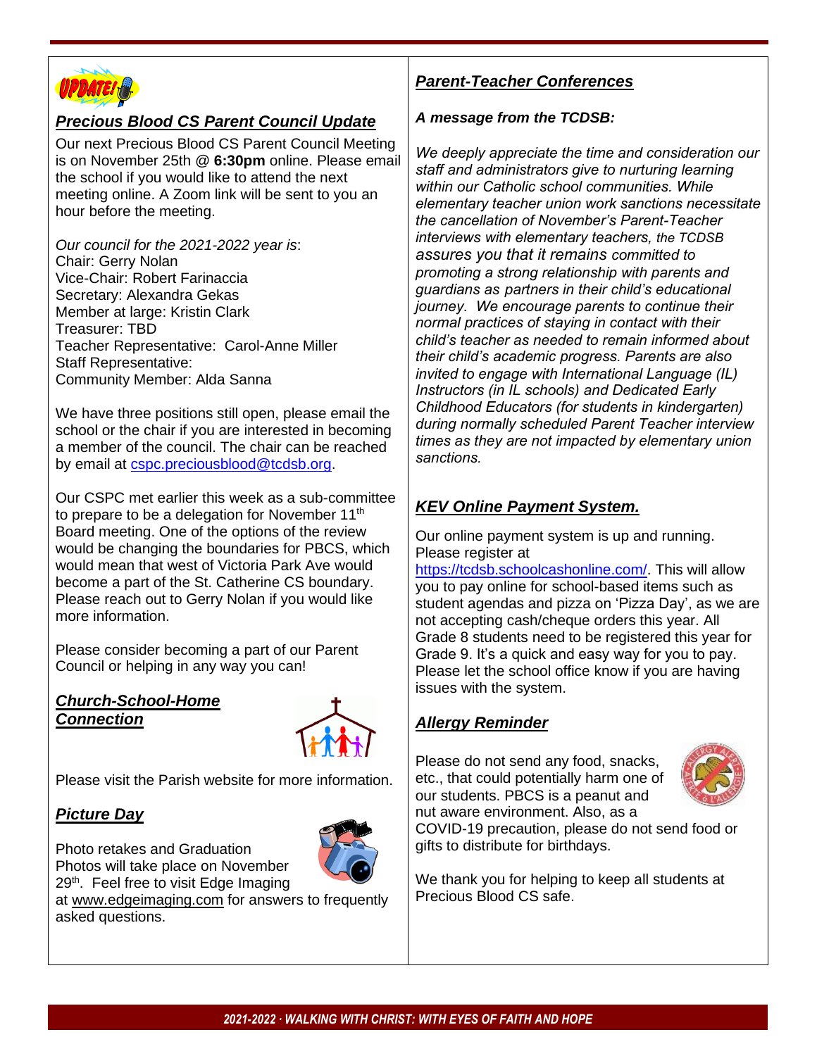## *Precious Blood CS Parent Council Update*

Our next Precious Blood CS Parent Council Meeting is on November 25th @ **6:30pm** online. Please email the school if you would like to attend the next meeting online. A Zoom link will be sent to you an hour before the meeting.

*Our council for the 2021-2022 year is*:
Chair: Gerry Nolan
Vice-Chair: Robert Farinaccia
Secretary: Alexandra Gekas
Member at large: Kristin Clark
Treasurer: TBD
Teacher Representative: Carol-Anne Miller
Staff Representative:
Community Member: Alda Sanna

We have three positions still open, please email the school or the chair if you are interested in becoming a member of the council. The chair can be reached by email at cspc.preciousblood@tcdsb.org.

Our CSPC met earlier this week as a sub-committee to prepare to be a delegation for November 11th Board meeting. One of the options of the review would be changing the boundaries for PBCS, which would mean that west of Victoria Park Ave would become a part of the St. Catherine CS boundary. Please reach out to Gerry Nolan if you would like more information.

Please consider becoming a part of our Parent Council or helping in any way you can!

## *Church-School-Home Connection*

Please visit the Parish website for more information.

## *Picture Day*

Photo retakes and Graduation Photos will take place on November 29th. Feel free to visit Edge Imaging at www.edgeimaging.com for answers to frequently asked questions.

## *Parent-Teacher Conferences*

***A message from the TCDSB:***

*We deeply appreciate the time and consideration our staff and administrators give to nurturing learning within our Catholic school communities. While elementary teacher union work sanctions necessitate the cancellation of November's Parent-Teacher interviews with elementary teachers, the TCDSB assures you that it remains committed to promoting a strong relationship with parents and guardians as partners in their child's educational journey. We encourage parents to continue their normal practices of staying in contact with their child's teacher as needed to remain informed about their child's academic progress. Parents are also invited to engage with International Language (IL) Instructors (in IL schools) and Dedicated Early Childhood Educators (for students in kindergarten) during normally scheduled Parent Teacher interview times as they are not impacted by elementary union sanctions.*

## *KEV Online Payment System.*

Our online payment system is up and running. Please register at https://tcdsb.schoolcashonline.com/. This will allow you to pay online for school-based items such as student agendas and pizza on 'Pizza Day', as we are not accepting cash/cheque orders this year. All Grade 8 students need to be registered this year for Grade 9. It's a quick and easy way for you to pay. Please let the school office know if you are having issues with the system.

## *Allergy Reminder*

Please do not send any food, snacks, etc., that could potentially harm one of our students. PBCS is a peanut and nut aware environment. Also, as a COVID-19 precaution, please do not send food or gifts to distribute for birthdays.

We thank you for helping to keep all students at Precious Blood CS safe.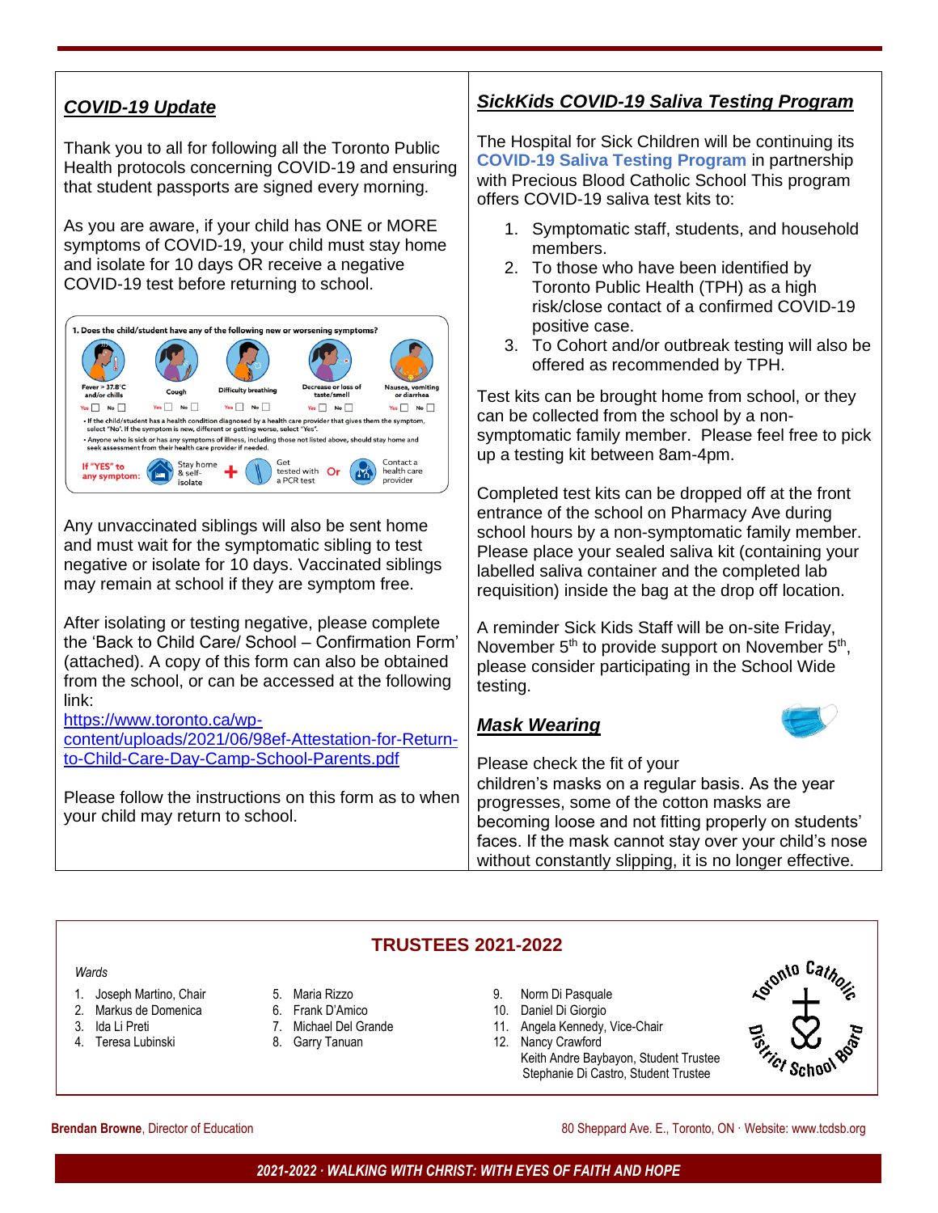## *COVID-19 Update*

Thank you to all for following all the Toronto Public Health protocols concerning COVID-19 and ensuring that student passports are signed every morning.

As you are aware, if your child has ONE or MORE symptoms of COVID-19, your child must stay home and isolate for 10 days OR receive a negative COVID-19 test before returning to school.

1. Does the child/student have any of the following new or worsening symptoms?

| Fever > 37.8°C and/or chills | Cough | Difficulty breathing | Decrease or loss of taste/smell | Nausea, vomiting or diarrhea |
|---|---|---|---|---|
| Yes ☐ No ☐ | Yes ☐ No ☐ | Yes ☐ No ☐ | Yes ☐ No ☐ | Yes ☐ No ☐ |

- If the child/student has a health condition diagnosed by a health care provider that gives them the symptom, select "No". If the symptom is new, different or getting worse, select "Yes".
- Anyone who is sick or has any symptoms of illness, including those not listed above, should stay home and seek assessment from their health care provider if needed.

If "YES" to any symptom: Stay home & self-isolate + Get tested with a PCR test Or Contact a health care provider

Any unvaccinated siblings will also be sent home and must wait for the symptomatic sibling to test negative or isolate for 10 days. Vaccinated siblings may remain at school if they are symptom free.

After isolating or testing negative, please complete the 'Back to Child Care/ School – Confirmation Form' (attached). A copy of this form can also be obtained from the school, or can be accessed at the following link:
https://www.toronto.ca/wp-content/uploads/2021/06/98ef-Attestation-for-Return-to-Child-Care-Day-Camp-School-Parents.pdf

Please follow the instructions on this form as to when your child may return to school.

## *SickKids COVID-19 Saliva Testing Program*

The Hospital for Sick Children will be continuing its **COVID-19 Saliva Testing Program** in partnership with Precious Blood Catholic School This program offers COVID-19 saliva test kits to:

1. Symptomatic staff, students, and household members.
2. To those who have been identified by Toronto Public Health (TPH) as a high risk/close contact of a confirmed COVID-19 positive case.
3. To Cohort and/or outbreak testing will also be offered as recommended by TPH.

Test kits can be brought home from school, or they can be collected from the school by a non-symptomatic family member. Please feel free to pick up a testing kit between 8am-4pm.

Completed test kits can be dropped off at the front entrance of the school on Pharmacy Ave during school hours by a non-symptomatic family member. Please place your sealed saliva kit (containing your labelled saliva container and the completed lab requisition) inside the bag at the drop off location.

A reminder Sick Kids Staff will be on-site Friday, November 5th to provide support on November 5th, please consider participating in the School Wide testing.

## *Mask Wearing*

Please check the fit of your children's masks on a regular basis. As the year progresses, some of the cotton masks are becoming loose and not fitting properly on students' faces. If the mask cannot stay over your child's nose without constantly slipping, it is no longer effective.

## TRUSTEES 2021-2022

*Wards*

1. Joseph Martino, Chair
2. Markus de Domenica
3. Ida Li Preti
4. Teresa Lubinski
5. Maria Rizzo
6. Frank D'Amico
7. Michael Del Grande
8. Garry Tanuan
9. Norm Di Pasquale
10. Daniel Di Giorgio
11. Angela Kennedy, Vice-Chair
12. Nancy Crawford

Keith Andre Baybayon, Student Trustee
Stephanie Di Castro, Student Trustee

Toronto Catholic District School Board

**Brendan Browne**, Director of Education

80 Sheppard Ave. E., Toronto, ON · Website: www.tcdsb.org

***2021-2022 · WALKING WITH CHRIST: WITH EYES OF FAITH AND HOPE***